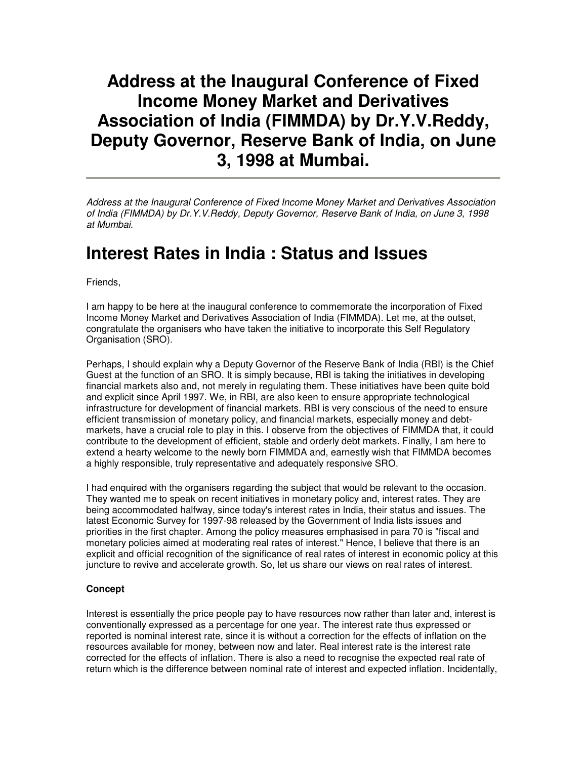# Address at the Inaugural Conference of Fixed Income Money Market and Derivatives Association of India (FIMMDA) by Dr.Y.V.Reddy, Deputy Governor, Reserve Bank of India, on June 3, 1998 at Mumbai.

*Address at the Inaugural Conference of Fixed Income Money Market and Derivatives Association of India (FIMMDA) by Dr.Y.V.Reddy, Deputy Governor, Reserve Bank of India, on June 3, 1998 at Mumbai.*

# Interest Rates in India : Status and Issues

Friends,

I am happy to be here at the inaugural conference to commemorate the incorporation of Fixed Income Money Market and Derivatives Association of India (FIMMDA). Let me, at the outset, congratulate the organisers who have taken the initiative to incorporate this Self Regulatory Organisation (SRO).

Perhaps, I should explain why a Deputy Governor of the Reserve Bank of India (RBI) is the Chief Guest at the function of an SRO. It is simply because, RBI is taking the initiatives in developing financial markets also and, not merely in regulating them. These initiatives have been quite bold and explicit since April 1997. We, in RBI, are also keen to ensure appropriate technological infrastructure for development of financial markets. RBI is very conscious of the need to ensure efficient transmission of monetary policy, and financial markets, especially money and debt-markets, have a crucial role to play in this. I observe from the objectives of FIMMDA that, it could contribute to the development of efficient, stable and orderly debt markets. Finally, I am here to extend a hearty welcome to the newly born FIMMDA and, earnestly wish that FIMMDA becomes a highly responsible, truly representative and adequately responsive SRO.

I had enquired with the organisers regarding the subject that would be relevant to the occasion. They wanted me to speak on recent initiatives in monetary policy and, interest rates. They are being accommodated halfway, since today's interest rates in India, their status and issues. The latest Economic Survey for 1997-98 released by the Government of India lists issues and priorities in the first chapter. Among the policy measures emphasised in para 70 is "fiscal and monetary policies aimed at moderating real rates of interest." Hence, I believe that there is an explicit and official recognition of the significance of real rates of interest in economic policy at this juncture to revive and accelerate growth. So, let us share our views on real rates of interest.

**Concept**

Interest is essentially the price people pay to have resources now rather than later and, interest is conventionally expressed as a percentage for one year. The interest rate thus expressed or reported is nominal interest rate, since it is without a correction for the effects of inflation on the resources available for money, between now and later. Real interest rate is the interest rate corrected for the effects of inflation. There is also a need to recognise the expected real rate of return which is the difference between nominal rate of interest and expected inflation. Incidentally,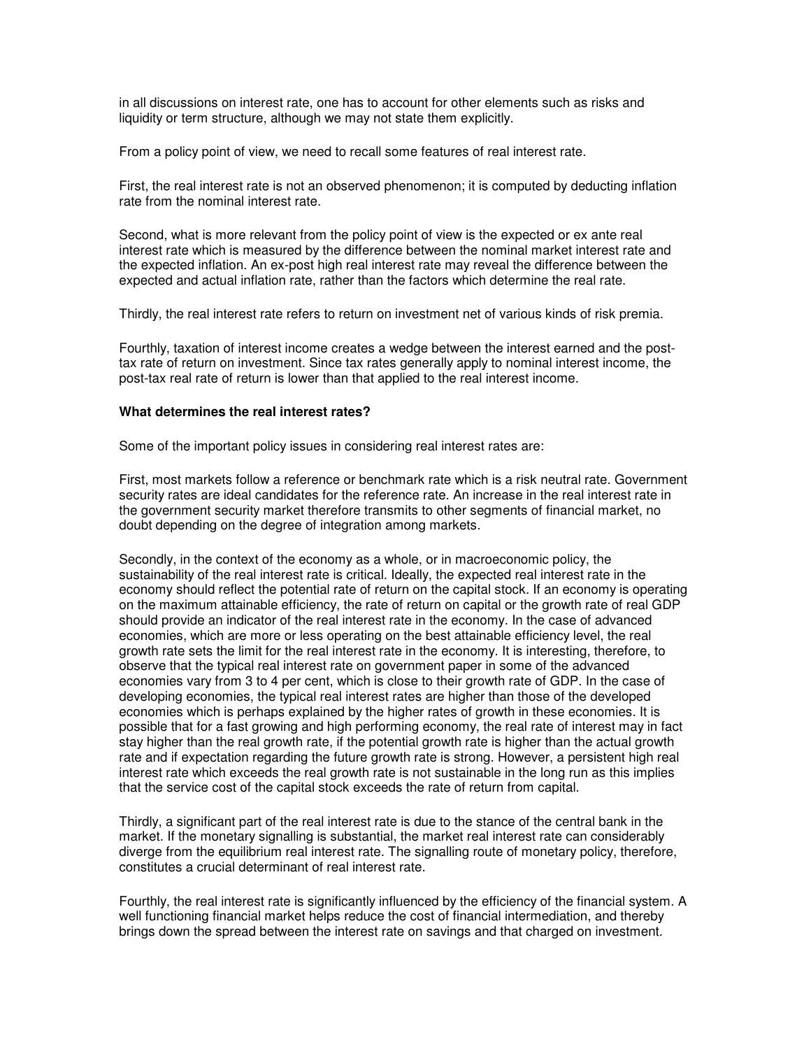in all discussions on interest rate, one has to account for other elements such as risks and liquidity or term structure, although we may not state them explicitly.

From a policy point of view, we need to recall some features of real interest rate.

First, the real interest rate is not an observed phenomenon; it is computed by deducting inflation rate from the nominal interest rate.

Second, what is more relevant from the policy point of view is the expected or ex ante real interest rate which is measured by the difference between the nominal market interest rate and the expected inflation. An ex-post high real interest rate may reveal the difference between the expected and actual inflation rate, rather than the factors which determine the real rate.

Thirdly, the real interest rate refers to return on investment net of various kinds of risk premia.

Fourthly, taxation of interest income creates a wedge between the interest earned and the post-tax rate of return on investment. Since tax rates generally apply to nominal interest income, the post-tax real rate of return is lower than that applied to the real interest income.

**What determines the real interest rates?**

Some of the important policy issues in considering real interest rates are:

First, most markets follow a reference or benchmark rate which is a risk neutral rate. Government security rates are ideal candidates for the reference rate. An increase in the real interest rate in the government security market therefore transmits to other segments of financial market, no doubt depending on the degree of integration among markets.

Secondly, in the context of the economy as a whole, or in macroeconomic policy, the sustainability of the real interest rate is critical. Ideally, the expected real interest rate in the economy should reflect the potential rate of return on the capital stock. If an economy is operating on the maximum attainable efficiency, the rate of return on capital or the growth rate of real GDP should provide an indicator of the real interest rate in the economy. In the case of advanced economies, which are more or less operating on the best attainable efficiency level, the real growth rate sets the limit for the real interest rate in the economy. It is interesting, therefore, to observe that the typical real interest rate on government paper in some of the advanced economies vary from 3 to 4 per cent, which is close to their growth rate of GDP. In the case of developing economies, the typical real interest rates are higher than those of the developed economies which is perhaps explained by the higher rates of growth in these economies. It is possible that for a fast growing and high performing economy, the real rate of interest may in fact stay higher than the real growth rate, if the potential growth rate is higher than the actual growth rate and if expectation regarding the future growth rate is strong. However, a persistent high real interest rate which exceeds the real growth rate is not sustainable in the long run as this implies that the service cost of the capital stock exceeds the rate of return from capital.

Thirdly, a significant part of the real interest rate is due to the stance of the central bank in the market. If the monetary signalling is substantial, the market real interest rate can considerably diverge from the equilibrium real interest rate. The signalling route of monetary policy, therefore, constitutes a crucial determinant of real interest rate.

Fourthly, the real interest rate is significantly influenced by the efficiency of the financial system. A well functioning financial market helps reduce the cost of financial intermediation, and thereby brings down the spread between the interest rate on savings and that charged on investment.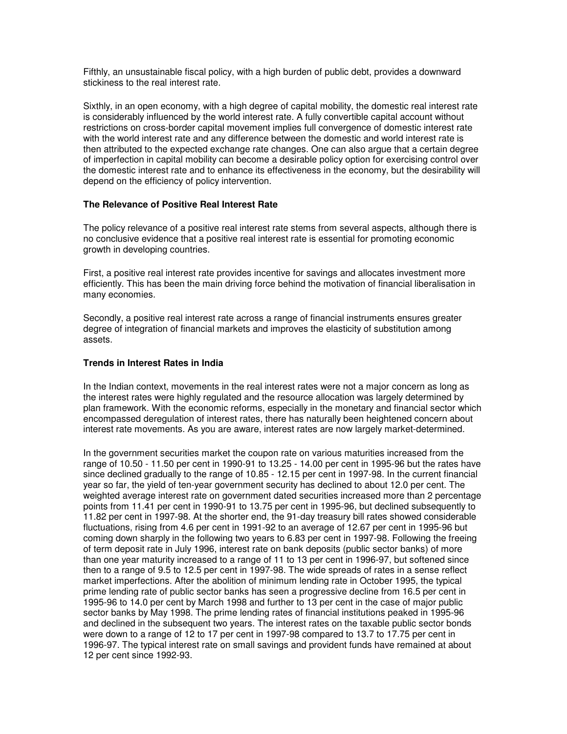Fifthly, an unsustainable fiscal policy, with a high burden of public debt, provides a downward stickiness to the real interest rate.

Sixthly, in an open economy, with a high degree of capital mobility, the domestic real interest rate is considerably influenced by the world interest rate. A fully convertible capital account without restrictions on cross-border capital movement implies full convergence of domestic interest rate with the world interest rate and any difference between the domestic and world interest rate is then attributed to the expected exchange rate changes. One can also argue that a certain degree of imperfection in capital mobility can become a desirable policy option for exercising control over the domestic interest rate and to enhance its effectiveness in the economy, but the desirability will depend on the efficiency of policy intervention.

**The Relevance of Positive Real Interest Rate**

The policy relevance of a positive real interest rate stems from several aspects, although there is no conclusive evidence that a positive real interest rate is essential for promoting economic growth in developing countries.

First, a positive real interest rate provides incentive for savings and allocates investment more efficiently. This has been the main driving force behind the motivation of financial liberalisation in many economies.

Secondly, a positive real interest rate across a range of financial instruments ensures greater degree of integration of financial markets and improves the elasticity of substitution among assets.

**Trends in Interest Rates in India**

In the Indian context, movements in the real interest rates were not a major concern as long as the interest rates were highly regulated and the resource allocation was largely determined by plan framework. With the economic reforms, especially in the monetary and financial sector which encompassed deregulation of interest rates, there has naturally been heightened concern about interest rate movements. As you are aware, interest rates are now largely market-determined.

In the government securities market the coupon rate on various maturities increased from the range of 10.50 - 11.50 per cent in 1990-91 to 13.25 - 14.00 per cent in 1995-96 but the rates have since declined gradually to the range of 10.85 - 12.15 per cent in 1997-98. In the current financial year so far, the yield of ten-year government security has declined to about 12.0 per cent. The weighted average interest rate on government dated securities increased more than 2 percentage points from 11.41 per cent in 1990-91 to 13.75 per cent in 1995-96, but declined subsequently to 11.82 per cent in 1997-98. At the shorter end, the 91-day treasury bill rates showed considerable fluctuations, rising from 4.6 per cent in 1991-92 to an average of 12.67 per cent in 1995-96 but coming down sharply in the following two years to 6.83 per cent in 1997-98. Following the freeing of term deposit rate in July 1996, interest rate on bank deposits (public sector banks) of more than one year maturity increased to a range of 11 to 13 per cent in 1996-97, but softened since then to a range of 9.5 to 12.5 per cent in 1997-98. The wide spreads of rates in a sense reflect market imperfections. After the abolition of minimum lending rate in October 1995, the typical prime lending rate of public sector banks has seen a progressive decline from 16.5 per cent in 1995-96 to 14.0 per cent by March 1998 and further to 13 per cent in the case of major public sector banks by May 1998. The prime lending rates of financial institutions peaked in 1995-96 and declined in the subsequent two years. The interest rates on the taxable public sector bonds were down to a range of 12 to 17 per cent in 1997-98 compared to 13.7 to 17.75 per cent in 1996-97. The typical interest rate on small savings and provident funds have remained at about 12 per cent since 1992-93.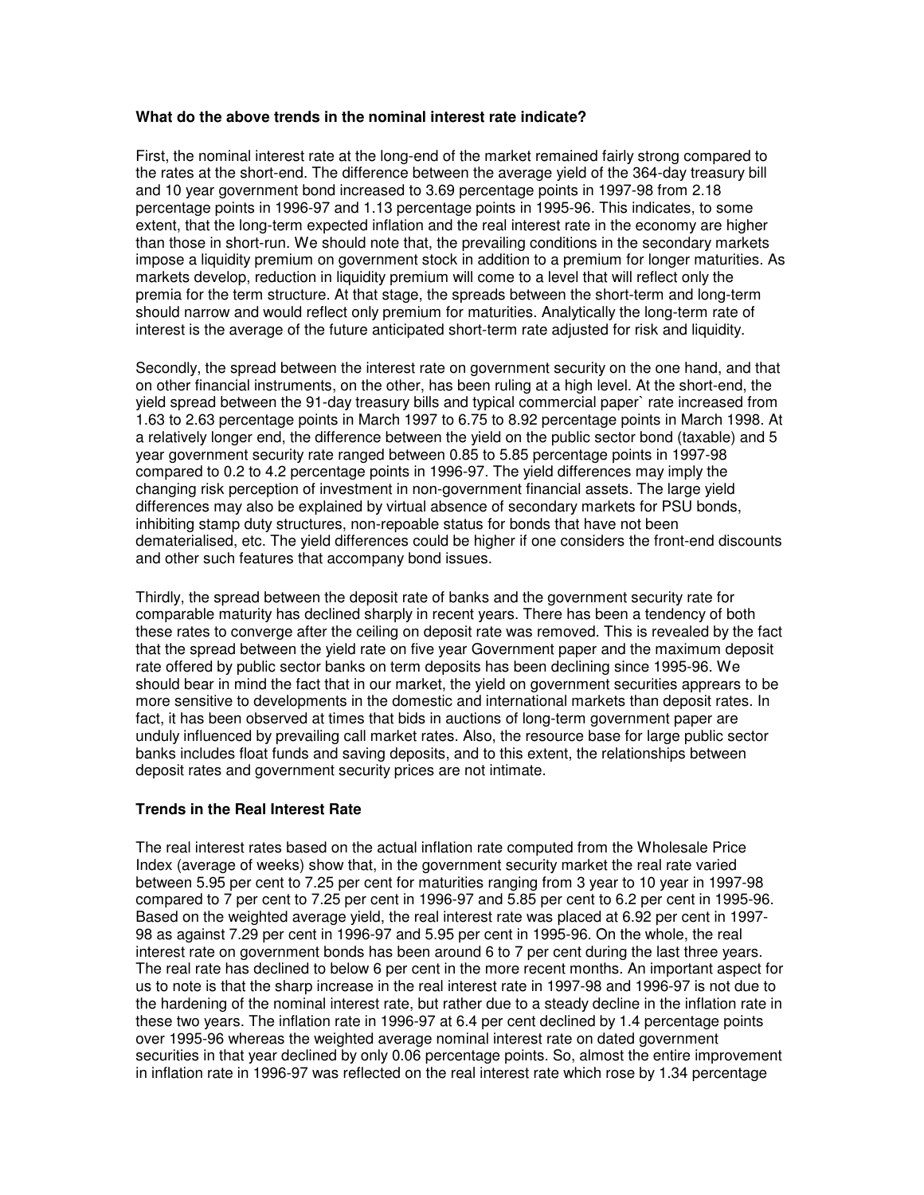**What do the above trends in the nominal interest rate indicate?**

First, the nominal interest rate at the long-end of the market remained fairly strong compared to the rates at the short-end. The difference between the average yield of the 364-day treasury bill and 10 year government bond increased to 3.69 percentage points in 1997-98 from 2.18 percentage points in 1996-97 and 1.13 percentage points in 1995-96. This indicates, to some extent, that the long-term expected inflation and the real interest rate in the economy are higher than those in short-run. We should note that, the prevailing conditions in the secondary markets impose a liquidity premium on government stock in addition to a premium for longer maturities. As markets develop, reduction in liquidity premium will come to a level that will reflect only the premia for the term structure. At that stage, the spreads between the short-term and long-term should narrow and would reflect only premium for maturities. Analytically the long-term rate of interest is the average of the future anticipated short-term rate adjusted for risk and liquidity.

Secondly, the spread between the interest rate on government security on the one hand, and that on other financial instruments, on the other, has been ruling at a high level. At the short-end, the yield spread between the 91-day treasury bills and typical commercial paper` rate increased from 1.63 to 2.63 percentage points in March 1997 to 6.75 to 8.92 percentage points in March 1998. At a relatively longer end, the difference between the yield on the public sector bond (taxable) and 5 year government security rate ranged between 0.85 to 5.85 percentage points in 1997-98 compared to 0.2 to 4.2 percentage points in 1996-97. The yield differences may imply the changing risk perception of investment in non-government financial assets. The large yield differences may also be explained by virtual absence of secondary markets for PSU bonds, inhibiting stamp duty structures, non-repoable status for bonds that have not been dematerialised, etc. The yield differences could be higher if one considers the front-end discounts and other such features that accompany bond issues.

Thirdly, the spread between the deposit rate of banks and the government security rate for comparable maturity has declined sharply in recent years. There has been a tendency of both these rates to converge after the ceiling on deposit rate was removed. This is revealed by the fact that the spread between the yield rate on five year Government paper and the maximum deposit rate offered by public sector banks on term deposits has been declining since 1995-96. We should bear in mind the fact that in our market, the yield on government securities apprears to be more sensitive to developments in the domestic and international markets than deposit rates. In fact, it has been observed at times that bids in auctions of long-term government paper are unduly influenced by prevailing call market rates. Also, the resource base for large public sector banks includes float funds and saving deposits, and to this extent, the relationships between deposit rates and government security prices are not intimate.

**Trends in the Real Interest Rate**

The real interest rates based on the actual inflation rate computed from the Wholesale Price Index (average of weeks) show that, in the government security market the real rate varied between 5.95 per cent to 7.25 per cent for maturities ranging from 3 year to 10 year in 1997-98 compared to 7 per cent to 7.25 per cent in 1996-97 and 5.85 per cent to 6.2 per cent in 1995-96. Based on the weighted average yield, the real interest rate was placed at 6.92 per cent in 1997-98 as against 7.29 per cent in 1996-97 and 5.95 per cent in 1995-96. On the whole, the real interest rate on government bonds has been around 6 to 7 per cent during the last three years. The real rate has declined to below 6 per cent in the more recent months. An important aspect for us to note is that the sharp increase in the real interest rate in 1997-98 and 1996-97 is not due to the hardening of the nominal interest rate, but rather due to a steady decline in the inflation rate in these two years. The inflation rate in 1996-97 at 6.4 per cent declined by 1.4 percentage points over 1995-96 whereas the weighted average nominal interest rate on dated government securities in that year declined by only 0.06 percentage points. So, almost the entire improvement in inflation rate in 1996-97 was reflected on the real interest rate which rose by 1.34 percentage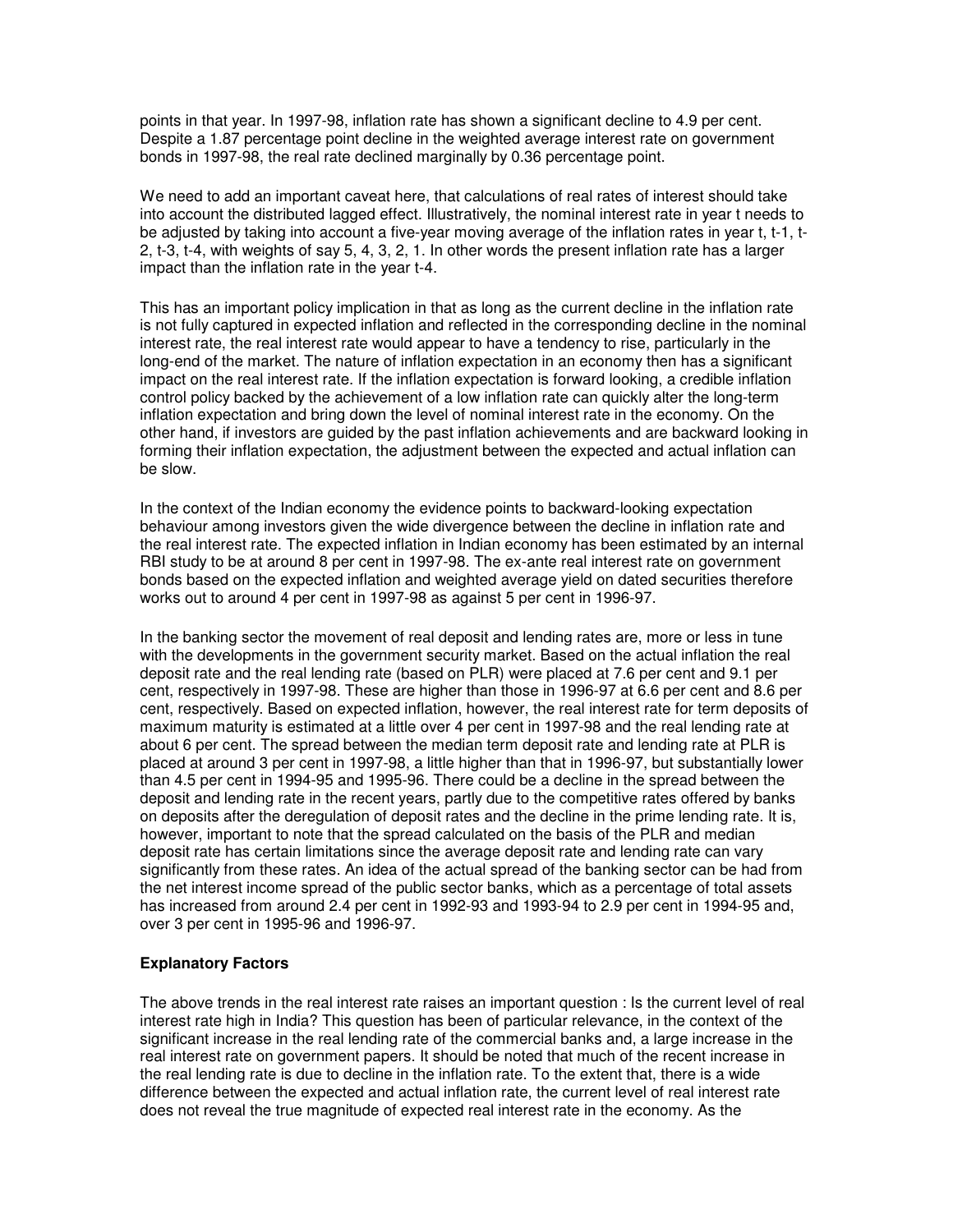points in that year. In 1997-98, inflation rate has shown a significant decline to 4.9 per cent. Despite a 1.87 percentage point decline in the weighted average interest rate on government bonds in 1997-98, the real rate declined marginally by 0.36 percentage point.

We need to add an important caveat here, that calculations of real rates of interest should take into account the distributed lagged effect. Illustratively, the nominal interest rate in year t needs to be adjusted by taking into account a five-year moving average of the inflation rates in year t, t-1, t-2, t-3, t-4, with weights of say 5, 4, 3, 2, 1. In other words the present inflation rate has a larger impact than the inflation rate in the year t-4.

This has an important policy implication in that as long as the current decline in the inflation rate is not fully captured in expected inflation and reflected in the corresponding decline in the nominal interest rate, the real interest rate would appear to have a tendency to rise, particularly in the long-end of the market. The nature of inflation expectation in an economy then has a significant impact on the real interest rate. If the inflation expectation is forward looking, a credible inflation control policy backed by the achievement of a low inflation rate can quickly alter the long-term inflation expectation and bring down the level of nominal interest rate in the economy. On the other hand, if investors are guided by the past inflation achievements and are backward looking in forming their inflation expectation, the adjustment between the expected and actual inflation can be slow.

In the context of the Indian economy the evidence points to backward-looking expectation behaviour among investors given the wide divergence between the decline in inflation rate and the real interest rate. The expected inflation in Indian economy has been estimated by an internal RBI study to be at around 8 per cent in 1997-98. The ex-ante real interest rate on government bonds based on the expected inflation and weighted average yield on dated securities therefore works out to around 4 per cent in 1997-98 as against 5 per cent in 1996-97.

In the banking sector the movement of real deposit and lending rates are, more or less in tune with the developments in the government security market. Based on the actual inflation the real deposit rate and the real lending rate (based on PLR) were placed at 7.6 per cent and 9.1 per cent, respectively in 1997-98. These are higher than those in 1996-97 at 6.6 per cent and 8.6 per cent, respectively. Based on expected inflation, however, the real interest rate for term deposits of maximum maturity is estimated at a little over 4 per cent in 1997-98 and the real lending rate at about 6 per cent. The spread between the median term deposit rate and lending rate at PLR is placed at around 3 per cent in 1997-98, a little higher than that in 1996-97, but substantially lower than 4.5 per cent in 1994-95 and 1995-96. There could be a decline in the spread between the deposit and lending rate in the recent years, partly due to the competitive rates offered by banks on deposits after the deregulation of deposit rates and the decline in the prime lending rate. It is, however, important to note that the spread calculated on the basis of the PLR and median deposit rate has certain limitations since the average deposit rate and lending rate can vary significantly from these rates. An idea of the actual spread of the banking sector can be had from the net interest income spread of the public sector banks, which as a percentage of total assets has increased from around 2.4 per cent in 1992-93 and 1993-94 to 2.9 per cent in 1994-95 and, over 3 per cent in 1995-96 and 1996-97.

**Explanatory Factors**

The above trends in the real interest rate raises an important question : Is the current level of real interest rate high in India? This question has been of particular relevance, in the context of the significant increase in the real lending rate of the commercial banks and, a large increase in the real interest rate on government papers. It should be noted that much of the recent increase in the real lending rate is due to decline in the inflation rate. To the extent that, there is a wide difference between the expected and actual inflation rate, the current level of real interest rate does not reveal the true magnitude of expected real interest rate in the economy. As the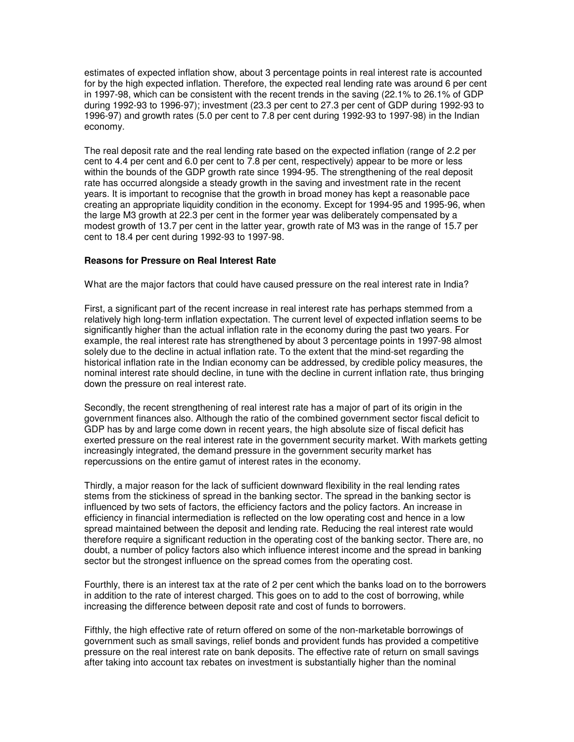estimates of expected inflation show, about 3 percentage points in real interest rate is accounted for by the high expected inflation. Therefore, the expected real lending rate was around 6 per cent in 1997-98, which can be consistent with the recent trends in the saving (22.1% to 26.1% of GDP during 1992-93 to 1996-97); investment (23.3 per cent to 27.3 per cent of GDP during 1992-93 to 1996-97) and growth rates (5.0 per cent to 7.8 per cent during 1992-93 to 1997-98) in the Indian economy.

The real deposit rate and the real lending rate based on the expected inflation (range of 2.2 per cent to 4.4 per cent and 6.0 per cent to 7.8 per cent, respectively) appear to be more or less within the bounds of the GDP growth rate since 1994-95. The strengthening of the real deposit rate has occurred alongside a steady growth in the saving and investment rate in the recent years. It is important to recognise that the growth in broad money has kept a reasonable pace creating an appropriate liquidity condition in the economy. Except for 1994-95 and 1995-96, when the large M3 growth at 22.3 per cent in the former year was deliberately compensated by a modest growth of 13.7 per cent in the latter year, growth rate of M3 was in the range of 15.7 per cent to 18.4 per cent during 1992-93 to 1997-98.

**Reasons for Pressure on Real Interest Rate**

What are the major factors that could have caused pressure on the real interest rate in India?

First, a significant part of the recent increase in real interest rate has perhaps stemmed from a relatively high long-term inflation expectation. The current level of expected inflation seems to be significantly higher than the actual inflation rate in the economy during the past two years. For example, the real interest rate has strengthened by about 3 percentage points in 1997-98 almost solely due to the decline in actual inflation rate. To the extent that the mind-set regarding the historical inflation rate in the Indian economy can be addressed, by credible policy measures, the nominal interest rate should decline, in tune with the decline in current inflation rate, thus bringing down the pressure on real interest rate.

Secondly, the recent strengthening of real interest rate has a major of part of its origin in the government finances also. Although the ratio of the combined government sector fiscal deficit to GDP has by and large come down in recent years, the high absolute size of fiscal deficit has exerted pressure on the real interest rate in the government security market. With markets getting increasingly integrated, the demand pressure in the government security market has repercussions on the entire gamut of interest rates in the economy.

Thirdly, a major reason for the lack of sufficient downward flexibility in the real lending rates stems from the stickiness of spread in the banking sector. The spread in the banking sector is influenced by two sets of factors, the efficiency factors and the policy factors. An increase in efficiency in financial intermediation is reflected on the low operating cost and hence in a low spread maintained between the deposit and lending rate. Reducing the real interest rate would therefore require a significant reduction in the operating cost of the banking sector. There are, no doubt, a number of policy factors also which influence interest income and the spread in banking sector but the strongest influence on the spread comes from the operating cost.

Fourthly, there is an interest tax at the rate of 2 per cent which the banks load on to the borrowers in addition to the rate of interest charged. This goes on to add to the cost of borrowing, while increasing the difference between deposit rate and cost of funds to borrowers.

Fifthly, the high effective rate of return offered on some of the non-marketable borrowings of government such as small savings, relief bonds and provident funds has provided a competitive pressure on the real interest rate on bank deposits. The effective rate of return on small savings after taking into account tax rebates on investment is substantially higher than the nominal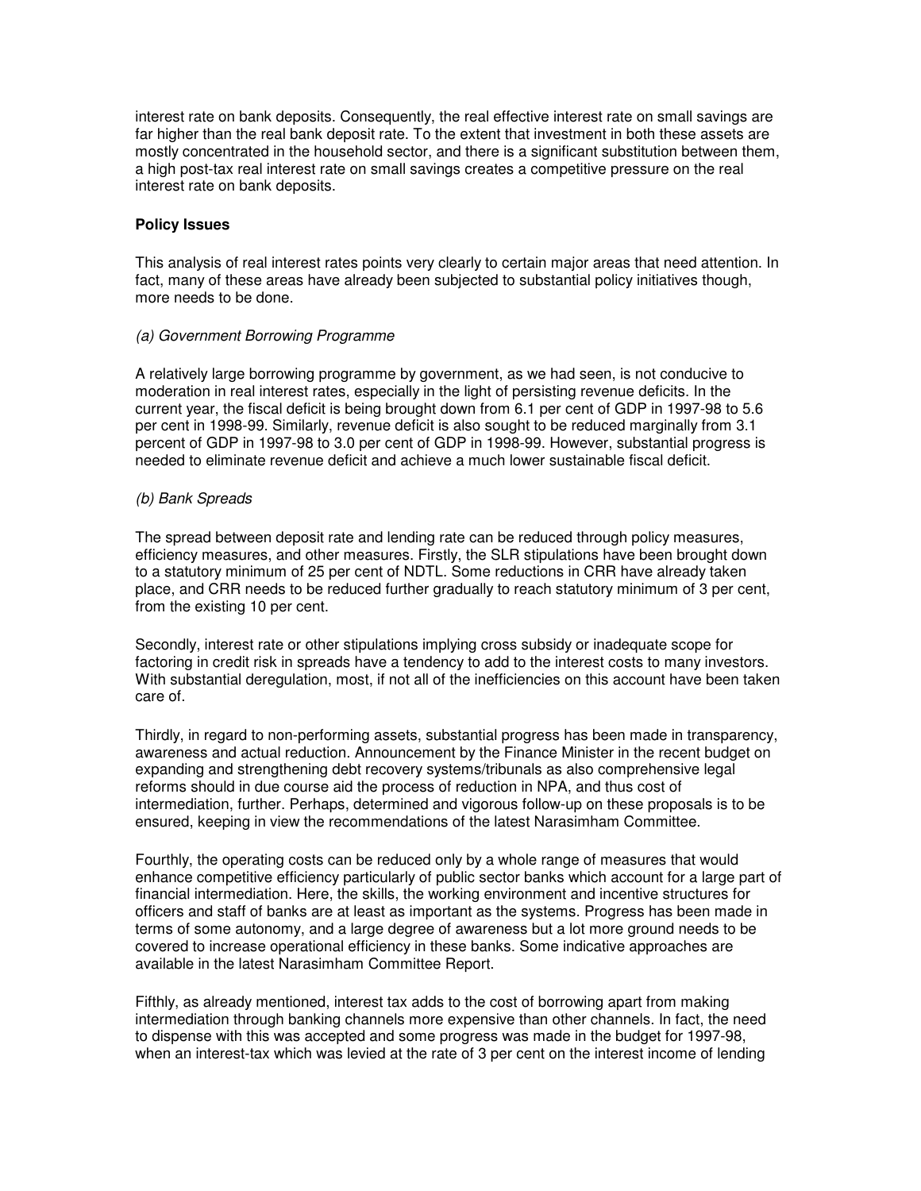interest rate on bank deposits. Consequently, the real effective interest rate on small savings are far higher than the real bank deposit rate. To the extent that investment in both these assets are mostly concentrated in the household sector, and there is a significant substitution between them, a high post-tax real interest rate on small savings creates a competitive pressure on the real interest rate on bank deposits.

**Policy Issues**

This analysis of real interest rates points very clearly to certain major areas that need attention. In fact, many of these areas have already been subjected to substantial policy initiatives though, more needs to be done.

*(a) Government Borrowing Programme*

A relatively large borrowing programme by government, as we had seen, is not conducive to moderation in real interest rates, especially in the light of persisting revenue deficits. In the current year, the fiscal deficit is being brought down from 6.1 per cent of GDP in 1997-98 to 5.6 per cent in 1998-99. Similarly, revenue deficit is also sought to be reduced marginally from 3.1 percent of GDP in 1997-98 to 3.0 per cent of GDP in 1998-99. However, substantial progress is needed to eliminate revenue deficit and achieve a much lower sustainable fiscal deficit.

*(b) Bank Spreads*

The spread between deposit rate and lending rate can be reduced through policy measures, efficiency measures, and other measures. Firstly, the SLR stipulations have been brought down to a statutory minimum of 25 per cent of NDTL. Some reductions in CRR have already taken place, and CRR needs to be reduced further gradually to reach statutory minimum of 3 per cent, from the existing 10 per cent.

Secondly, interest rate or other stipulations implying cross subsidy or inadequate scope for factoring in credit risk in spreads have a tendency to add to the interest costs to many investors. With substantial deregulation, most, if not all of the inefficiencies on this account have been taken care of.

Thirdly, in regard to non-performing assets, substantial progress has been made in transparency, awareness and actual reduction. Announcement by the Finance Minister in the recent budget on expanding and strengthening debt recovery systems/tribunals as also comprehensive legal reforms should in due course aid the process of reduction in NPA, and thus cost of intermediation, further. Perhaps, determined and vigorous follow-up on these proposals is to be ensured, keeping in view the recommendations of the latest Narasimham Committee.

Fourthly, the operating costs can be reduced only by a whole range of measures that would enhance competitive efficiency particularly of public sector banks which account for a large part of financial intermediation. Here, the skills, the working environment and incentive structures for officers and staff of banks are at least as important as the systems. Progress has been made in terms of some autonomy, and a large degree of awareness but a lot more ground needs to be covered to increase operational efficiency in these banks. Some indicative approaches are available in the latest Narasimham Committee Report.

Fifthly, as already mentioned, interest tax adds to the cost of borrowing apart from making intermediation through banking channels more expensive than other channels. In fact, the need to dispense with this was accepted and some progress was made in the budget for 1997-98, when an interest-tax which was levied at the rate of 3 per cent on the interest income of lending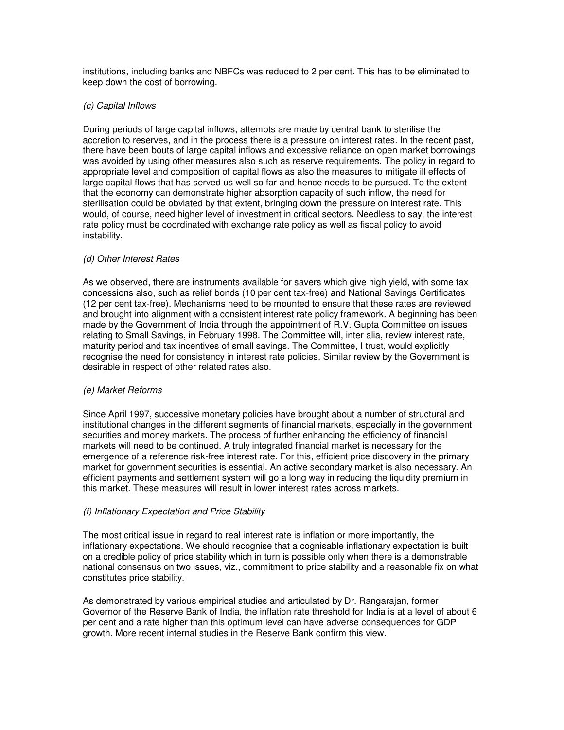institutions, including banks and NBFCs was reduced to 2 per cent. This has to be eliminated to keep down the cost of borrowing.

*(c) Capital Inflows*

During periods of large capital inflows, attempts are made by central bank to sterilise the accretion to reserves, and in the process there is a pressure on interest rates. In the recent past, there have been bouts of large capital inflows and excessive reliance on open market borrowings was avoided by using other measures also such as reserve requirements. The policy in regard to appropriate level and composition of capital flows as also the measures to mitigate ill effects of large capital flows that has served us well so far and hence needs to be pursued. To the extent that the economy can demonstrate higher absorption capacity of such inflow, the need for sterilisation could be obviated by that extent, bringing down the pressure on interest rate. This would, of course, need higher level of investment in critical sectors. Needless to say, the interest rate policy must be coordinated with exchange rate policy as well as fiscal policy to avoid instability.

*(d) Other Interest Rates*

As we observed, there are instruments available for savers which give high yield, with some tax concessions also, such as relief bonds (10 per cent tax-free) and National Savings Certificates (12 per cent tax-free). Mechanisms need to be mounted to ensure that these rates are reviewed and brought into alignment with a consistent interest rate policy framework. A beginning has been made by the Government of India through the appointment of R.V. Gupta Committee on issues relating to Small Savings, in February 1998. The Committee will, inter alia, review interest rate, maturity period and tax incentives of small savings. The Committee, I trust, would explicitly recognise the need for consistency in interest rate policies. Similar review by the Government is desirable in respect of other related rates also.

*(e) Market Reforms*

Since April 1997, successive monetary policies have brought about a number of structural and institutional changes in the different segments of financial markets, especially in the government securities and money markets. The process of further enhancing the efficiency of financial markets will need to be continued. A truly integrated financial market is necessary for the emergence of a reference risk-free interest rate. For this, efficient price discovery in the primary market for government securities is essential. An active secondary market is also necessary. An efficient payments and settlement system will go a long way in reducing the liquidity premium in this market. These measures will result in lower interest rates across markets.

*(f) Inflationary Expectation and Price Stability*

The most critical issue in regard to real interest rate is inflation or more importantly, the inflationary expectations. We should recognise that a cognisable inflationary expectation is built on a credible policy of price stability which in turn is possible only when there is a demonstrable national consensus on two issues, viz., commitment to price stability and a reasonable fix on what constitutes price stability.

As demonstrated by various empirical studies and articulated by Dr. Rangarajan, former Governor of the Reserve Bank of India, the inflation rate threshold for India is at a level of about 6 per cent and a rate higher than this optimum level can have adverse consequences for GDP growth. More recent internal studies in the Reserve Bank confirm this view.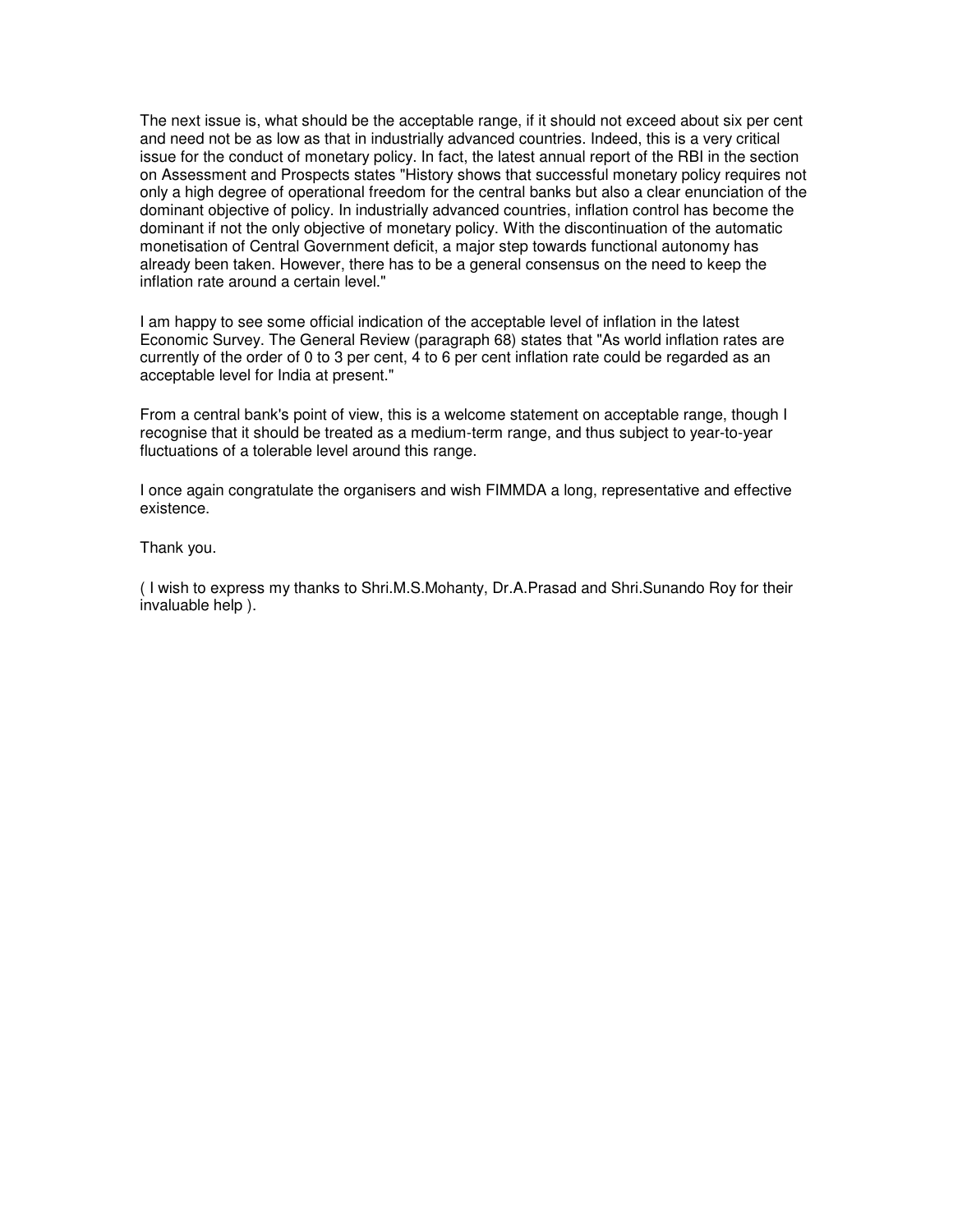The next issue is, what should be the acceptable range, if it should not exceed about six per cent and need not be as low as that in industrially advanced countries. Indeed, this is a very critical issue for the conduct of monetary policy. In fact, the latest annual report of the RBI in the section on Assessment and Prospects states "History shows that successful monetary policy requires not only a high degree of operational freedom for the central banks but also a clear enunciation of the dominant objective of policy. In industrially advanced countries, inflation control has become the dominant if not the only objective of monetary policy. With the discontinuation of the automatic monetisation of Central Government deficit, a major step towards functional autonomy has already been taken. However, there has to be a general consensus on the need to keep the inflation rate around a certain level."

I am happy to see some official indication of the acceptable level of inflation in the latest Economic Survey. The General Review (paragraph 68) states that "As world inflation rates are currently of the order of 0 to 3 per cent, 4 to 6 per cent inflation rate could be regarded as an acceptable level for India at present."

From a central bank's point of view, this is a welcome statement on acceptable range, though I recognise that it should be treated as a medium-term range, and thus subject to year-to-year fluctuations of a tolerable level around this range.

I once again congratulate the organisers and wish FIMMDA a long, representative and effective existence.

Thank you.

( I wish to express my thanks to Shri.M.S.Mohanty, Dr.A.Prasad and Shri.Sunando Roy for their invaluable help ).